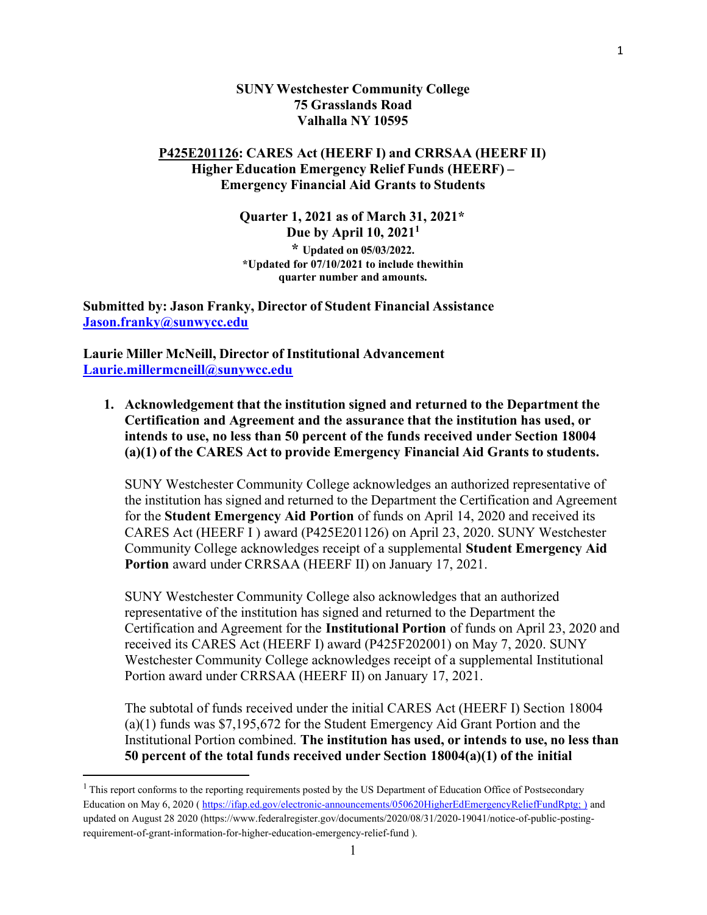**SUNY Westchester Community College**
**75 Grasslands Road**
**Valhalla NY 10595**

**P425E201126: CARES Act (HEERF I) and CRRSAA (HEERF II)**
**Higher Education Emergency Relief Funds (HEERF) –**
**Emergency Financial Aid Grants to Students**

**Quarter 1, 2021 as of March 31, 2021***
**Due by April 10, 2021**[1]
**\* Updated on 05/03/2022.**
**\*Updated for 07/10/2021 to include thewithin quarter number and amounts.**

**Submitted by: Jason Franky, Director of Student Financial Assistance**
**Jason.franky@sunwycc.edu**

**Laurie Miller McNeill, Director of Institutional Advancement**
**Laurie.millermcneill@sunywcc.edu**

1. **Acknowledgement that the institution signed and returned to the Department the Certification and Agreement and the assurance that the institution has used, or intends to use, no less than 50 percent of the funds received under Section 18004 (a)(1) of the CARES Act to provide Emergency Financial Aid Grants to students.**

   SUNY Westchester Community College acknowledges an authorized representative of the institution has signed and returned to the Department the Certification and Agreement for the **Student Emergency Aid Portion** of funds on April 14, 2020 and received its CARES Act (HEERF I ) award (P425E201126) on April 23, 2020. SUNY Westchester Community College acknowledges receipt of a supplemental **Student Emergency Aid Portion** award under CRRSAA (HEERF II) on January 17, 2021.

   SUNY Westchester Community College also acknowledges that an authorized representative of the institution has signed and returned to the Department the Certification and Agreement for the **Institutional Portion** of funds on April 23, 2020 and received its CARES Act (HEERF I) award (P425F202001) on May 7, 2020. SUNY Westchester Community College acknowledges receipt of a supplemental Institutional Portion award under CRRSAA (HEERF II) on January 17, 2021.

   The subtotal of funds received under the initial CARES Act (HEERF I) Section 18004 (a)(1) funds was $7,195,672 for the Student Emergency Aid Grant Portion and the Institutional Portion combined. **The institution has used, or intends to use, no less than 50 percent of the total funds received under Section 18004(a)(1) of the initial**

---

[1] This report conforms to the reporting requirements posted by the US Department of Education Office of Postsecondary Education on May 6, 2020 ( https://ifap.ed.gov/electronic-announcements/050620HigherEdEmergencyReliefFundRptg; ) and updated on August 28 2020 (https://www.federalregister.gov/documents/2020/08/31/2020-19041/notice-of-public-posting-requirement-of-grant-information-for-higher-education-emergency-relief-fund ).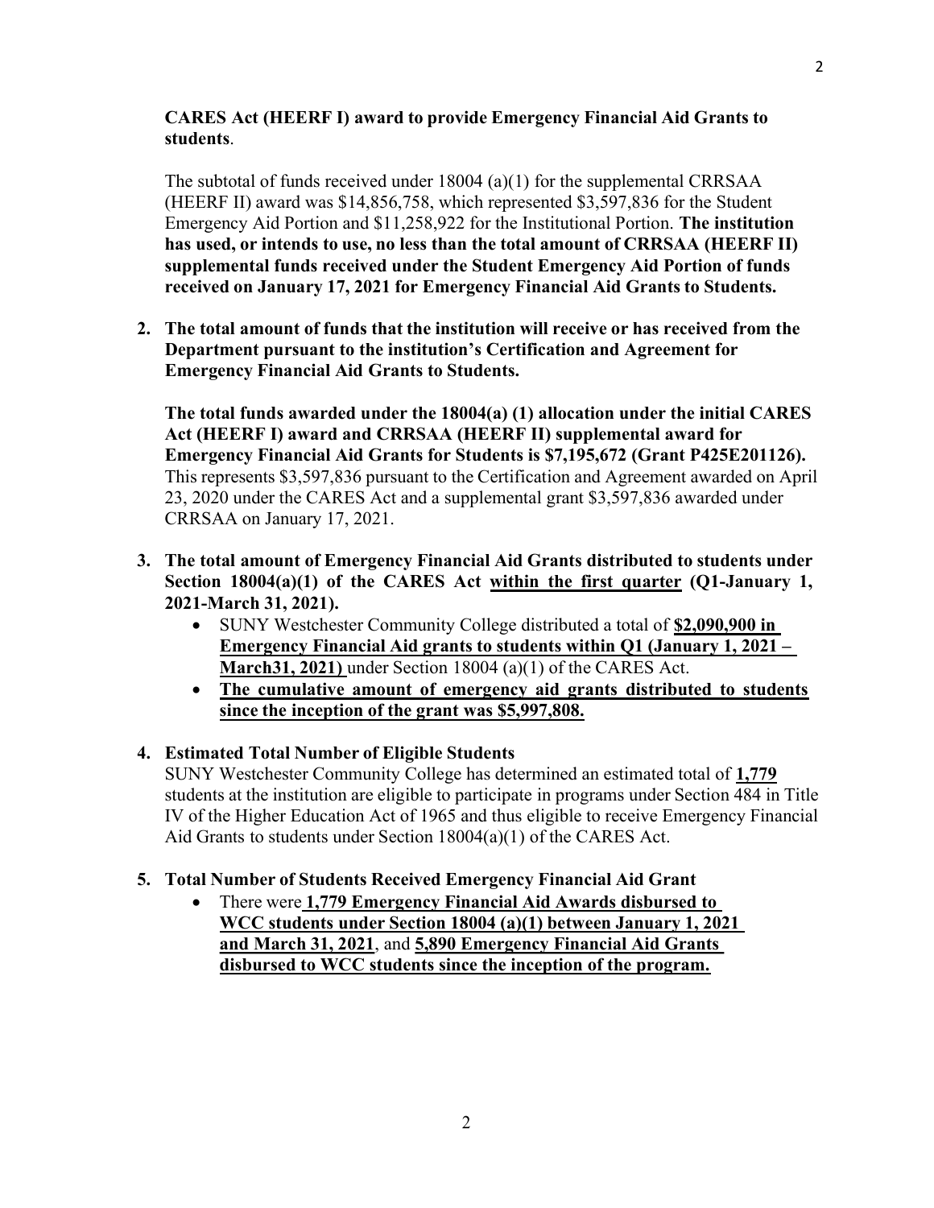**CARES Act (HEERF I) award to provide Emergency Financial Aid Grants to students**.

The subtotal of funds received under 18004 (a)(1) for the supplemental CRRSAA (HEERF II) award was $14,856,758, which represented $3,597,836 for the Student Emergency Aid Portion and $11,258,922 for the Institutional Portion. **The institution has used, or intends to use, no less than the total amount of CRRSAA (HEERF II) supplemental funds received under the Student Emergency Aid Portion of funds received on January 17, 2021 for Emergency Financial Aid Grants to Students.**

2. **The total amount of funds that the institution will receive or has received from the Department pursuant to the institution's Certification and Agreement for Emergency Financial Aid Grants to Students.**

   **The total funds awarded under the 18004(a) (1) allocation under the initial CARES Act (HEERF I) award and CRRSAA (HEERF II) supplemental award for Emergency Financial Aid Grants for Students is $7,195,672 (Grant P425E201126).** This represents $3,597,836 pursuant to the Certification and Agreement awarded on April 23, 2020 under the CARES Act and a supplemental grant $3,597,836 awarded under CRRSAA on January 17, 2021.

3. **The total amount of Emergency Financial Aid Grants distributed to students under Section 18004(a)(1) of the CARES Act within the first quarter (Q1-January 1, 2021-March 31, 2021).**
   - SUNY Westchester Community College distributed a total of **$2,090,900 in Emergency Financial Aid grants to students within Q1 (January 1, 2021 – March31, 2021)** under Section 18004 (a)(1) of the CARES Act.
   - **The cumulative amount of emergency aid grants distributed to students since the inception of the grant was $5,997,808.**

4. **Estimated Total Number of Eligible Students**

   SUNY Westchester Community College has determined an estimated total of **1,779** students at the institution are eligible to participate in programs under Section 484 in Title IV of the Higher Education Act of 1965 and thus eligible to receive Emergency Financial Aid Grants to students under Section 18004(a)(1) of the CARES Act.

5. **Total Number of Students Received Emergency Financial Aid Grant**
   - There were **1,779 Emergency Financial Aid Awards disbursed to WCC students under Section 18004 (a)(1) between January 1, 2021 and March 31, 2021**, and **5,890 Emergency Financial Aid Grants disbursed to WCC students since the inception of the program.**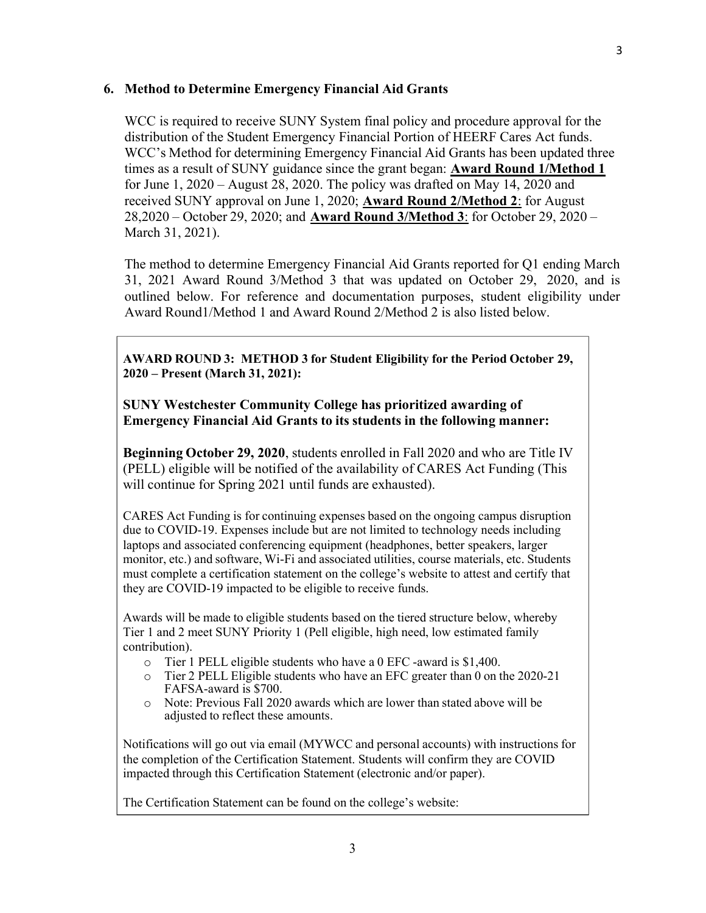## 6. Method to Determine Emergency Financial Aid Grants

WCC is required to receive SUNY System final policy and procedure approval for the distribution of the Student Emergency Financial Portion of HEERF Cares Act funds. WCC's Method for determining Emergency Financial Aid Grants has been updated three times as a result of SUNY guidance since the grant began: **Award Round 1/Method 1** for June 1, 2020 – August 28, 2020. The policy was drafted on May 14, 2020 and received SUNY approval on June 1, 2020; **Award Round 2/Method 2**: for August 28,2020 – October 29, 2020; and **Award Round 3/Method 3**: for October 29, 2020 – March 31, 2021).

The method to determine Emergency Financial Aid Grants reported for Q1 ending March 31, 2021 Award Round 3/Method 3 that was updated on October 29, 2020, and is outlined below. For reference and documentation purposes, student eligibility under Award Round1/Method 1 and Award Round 2/Method 2 is also listed below.

**AWARD ROUND 3: METHOD 3 for Student Eligibility for the Period October 29, 2020 – Present (March 31, 2021):**

**SUNY Westchester Community College has prioritized awarding of Emergency Financial Aid Grants to its students in the following manner:**

**Beginning October 29, 2020**, students enrolled in Fall 2020 and who are Title IV (PELL) eligible will be notified of the availability of CARES Act Funding (This will continue for Spring 2021 until funds are exhausted).

CARES Act Funding is for continuing expenses based on the ongoing campus disruption due to COVID-19. Expenses include but are not limited to technology needs including laptops and associated conferencing equipment (headphones, better speakers, larger monitor, etc.) and software, Wi-Fi and associated utilities, course materials, etc. Students must complete a certification statement on the college's website to attest and certify that they are COVID-19 impacted to be eligible to receive funds.

Awards will be made to eligible students based on the tiered structure below, whereby Tier 1 and 2 meet SUNY Priority 1 (Pell eligible, high need, low estimated family contribution).

- Tier 1 PELL eligible students who have a 0 EFC -award is $1,400.
- Tier 2 PELL Eligible students who have an EFC greater than 0 on the 2020-21 FAFSA-award is $700.
- Note: Previous Fall 2020 awards which are lower than stated above will be adjusted to reflect these amounts.

Notifications will go out via email (MYWCC and personal accounts) with instructions for the completion of the Certification Statement. Students will confirm they are COVID impacted through this Certification Statement (electronic and/or paper).

The Certification Statement can be found on the college's website: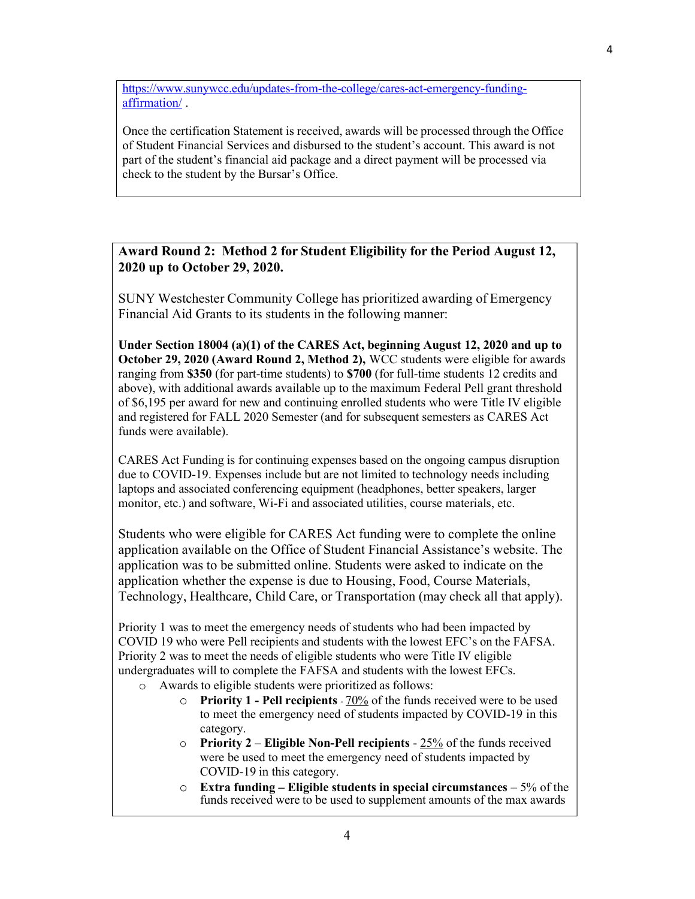https://www.sunywcc.edu/updates-from-the-college/cares-act-emergency-funding-affirmation/ .

Once the certification Statement is received, awards will be processed through the Office of Student Financial Services and disbursed to the student's account. This award is not part of the student's financial aid package and a direct payment will be processed via check to the student by the Bursar's Office.

**Award Round 2: Method 2 for Student Eligibility for the Period August 12, 2020 up to October 29, 2020.**

SUNY Westchester Community College has prioritized awarding of Emergency Financial Aid Grants to its students in the following manner:

**Under Section 18004 (a)(1) of the CARES Act, beginning August 12, 2020 and up to October 29, 2020 (Award Round 2, Method 2),** WCC students were eligible for awards ranging from **$350** (for part-time students) to **$700** (for full-time students 12 credits and above), with additional awards available up to the maximum Federal Pell grant threshold of $6,195 per award for new and continuing enrolled students who were Title IV eligible and registered for FALL 2020 Semester (and for subsequent semesters as CARES Act funds were available).

CARES Act Funding is for continuing expenses based on the ongoing campus disruption due to COVID-19. Expenses include but are not limited to technology needs including laptops and associated conferencing equipment (headphones, better speakers, larger monitor, etc.) and software, Wi-Fi and associated utilities, course materials, etc.

Students who were eligible for CARES Act funding were to complete the online application available on the Office of Student Financial Assistance's website. The application was to be submitted online. Students were asked to indicate on the application whether the expense is due to Housing, Food, Course Materials, Technology, Healthcare, Child Care, or Transportation (may check all that apply).

Priority 1 was to meet the emergency needs of students who had been impacted by COVID 19 who were Pell recipients and students with the lowest EFC's on the FAFSA. Priority 2 was to meet the needs of eligible students who were Title IV eligible undergraduates will to complete the FAFSA and students with the lowest EFCs.

- Awards to eligible students were prioritized as follows:
  - **Priority 1 - Pell recipients** - 70% of the funds received were to be used to meet the emergency need of students impacted by COVID-19 in this category.
  - **Priority 2** – **Eligible Non-Pell recipients** - 25% of the funds received were be used to meet the emergency need of students impacted by COVID-19 in this category.
  - **Extra funding – Eligible students in special circumstances** – 5% of the funds received were to be used to supplement amounts of the max awards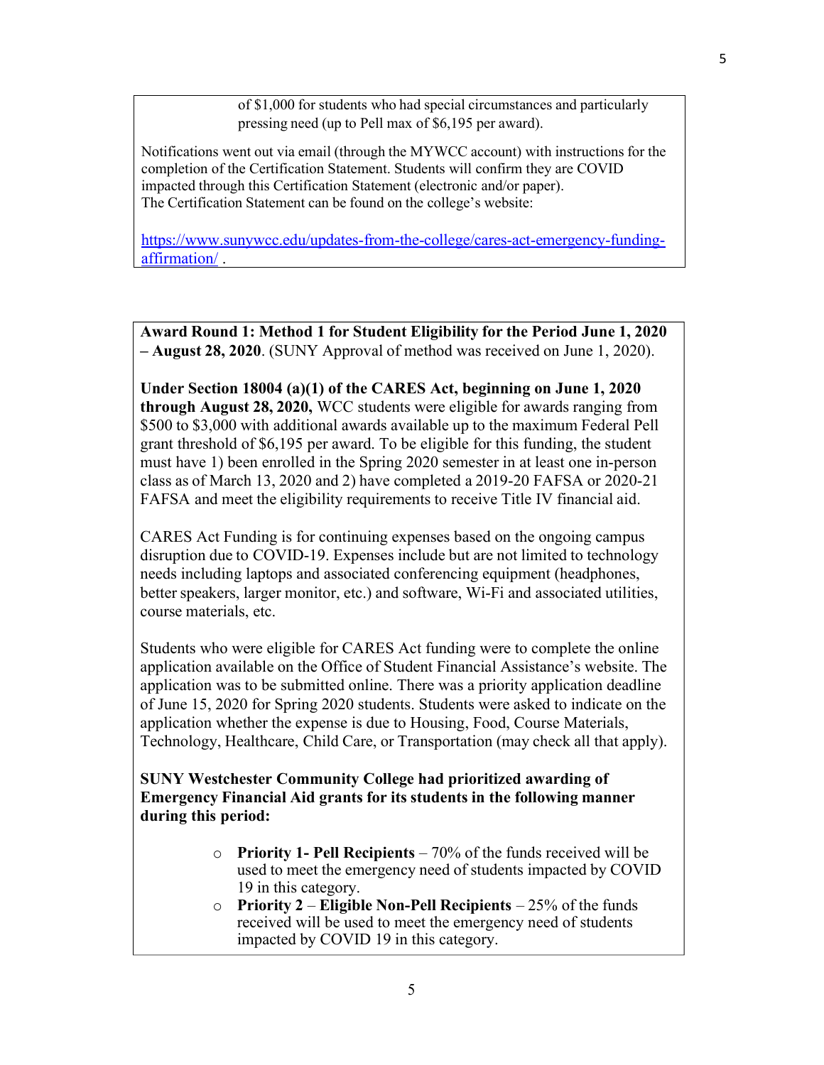of $1,000 for students who had special circumstances and particularly pressing need (up to Pell max of $6,195 per award).

Notifications went out via email (through the MYWCC account) with instructions for the completion of the Certification Statement. Students will confirm they are COVID impacted through this Certification Statement (electronic and/or paper).
The Certification Statement can be found on the college's website:

[https://www.sunywcc.edu/updates-from-the-college/cares-act-emergency-funding-affirmation/](https://www.sunywcc.edu/updates-from-the-college/cares-act-emergency-funding-affirmation/) .

**Award Round 1: Method 1 for Student Eligibility for the Period June 1, 2020 – August 28, 2020**. (SUNY Approval of method was received on June 1, 2020).

**Under Section 18004 (a)(1) of the CARES Act, beginning on June 1, 2020 through August 28, 2020,** WCC students were eligible for awards ranging from $500 to $3,000 with additional awards available up to the maximum Federal Pell grant threshold of $6,195 per award. To be eligible for this funding, the student must have 1) been enrolled in the Spring 2020 semester in at least one in-person class as of March 13, 2020 and 2) have completed a 2019-20 FAFSA or 2020-21 FAFSA and meet the eligibility requirements to receive Title IV financial aid.

CARES Act Funding is for continuing expenses based on the ongoing campus disruption due to COVID-19. Expenses include but are not limited to technology needs including laptops and associated conferencing equipment (headphones, better speakers, larger monitor, etc.) and software, Wi-Fi and associated utilities, course materials, etc.

Students who were eligible for CARES Act funding were to complete the online application available on the Office of Student Financial Assistance's website. The application was to be submitted online. There was a priority application deadline of June 15, 2020 for Spring 2020 students. Students were asked to indicate on the application whether the expense is due to Housing, Food, Course Materials, Technology, Healthcare, Child Care, or Transportation (may check all that apply).

**SUNY Westchester Community College had prioritized awarding of Emergency Financial Aid grants for its students in the following manner during this period:**

- **Priority 1- Pell Recipients** – 70% of the funds received will be used to meet the emergency need of students impacted by COVID 19 in this category.
- **Priority 2** – **Eligible Non-Pell Recipients** – 25% of the funds received will be used to meet the emergency need of students impacted by COVID 19 in this category.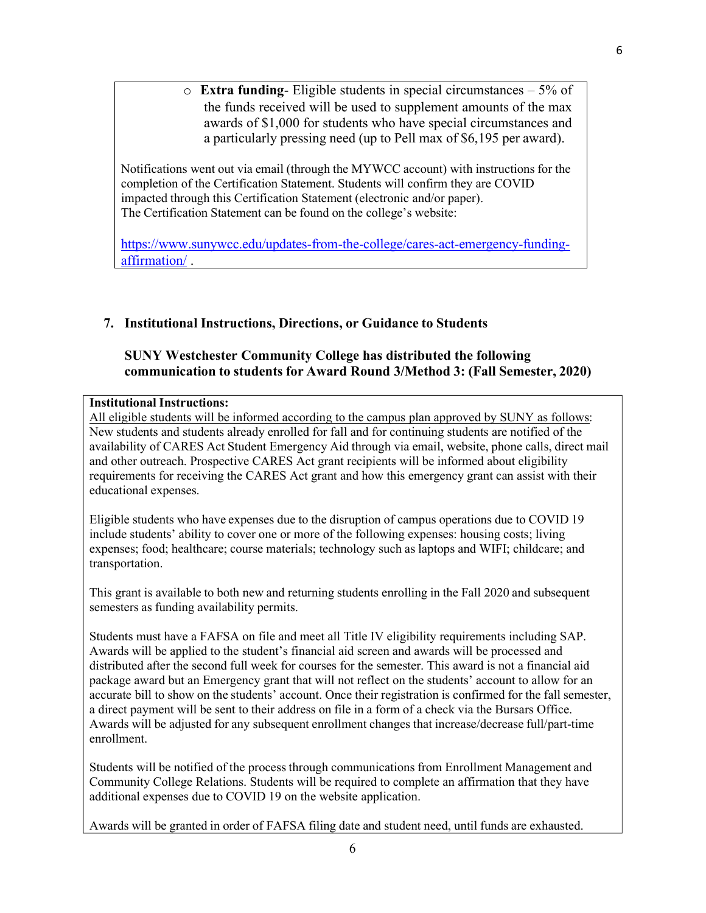- **Extra funding**- Eligible students in special circumstances – 5% of the funds received will be used to supplement amounts of the max awards of $1,000 for students who have special circumstances and a particularly pressing need (up to Pell max of $6,195 per award).

Notifications went out via email (through the MYWCC account) with instructions for the completion of the Certification Statement. Students will confirm they are COVID impacted through this Certification Statement (electronic and/or paper).
The Certification Statement can be found on the college's website:

https://www.sunywcc.edu/updates-from-the-college/cares-act-emergency-funding-affirmation/ .

## 7. Institutional Instructions, Directions, or Guidance to Students

**SUNY Westchester Community College has distributed the following communication to students for Award Round 3/Method 3: (Fall Semester, 2020)**

**Institutional Instructions:**
All eligible students will be informed according to the campus plan approved by SUNY as follows: New students and students already enrolled for fall and for continuing students are notified of the availability of CARES Act Student Emergency Aid through via email, website, phone calls, direct mail and other outreach. Prospective CARES Act grant recipients will be informed about eligibility requirements for receiving the CARES Act grant and how this emergency grant can assist with their educational expenses.

Eligible students who have expenses due to the disruption of campus operations due to COVID 19 include students' ability to cover one or more of the following expenses: housing costs; living expenses; food; healthcare; course materials; technology such as laptops and WIFI; childcare; and transportation.

This grant is available to both new and returning students enrolling in the Fall 2020 and subsequent semesters as funding availability permits.

Students must have a FAFSA on file and meet all Title IV eligibility requirements including SAP. Awards will be applied to the student's financial aid screen and awards will be processed and distributed after the second full week for courses for the semester. This award is not a financial aid package award but an Emergency grant that will not reflect on the students' account to allow for an accurate bill to show on the students' account. Once their registration is confirmed for the fall semester, a direct payment will be sent to their address on file in a form of a check via the Bursars Office. Awards will be adjusted for any subsequent enrollment changes that increase/decrease full/part-time enrollment.

Students will be notified of the process through communications from Enrollment Management and Community College Relations. Students will be required to complete an affirmation that they have additional expenses due to COVID 19 on the website application.

Awards will be granted in order of FAFSA filing date and student need, until funds are exhausted.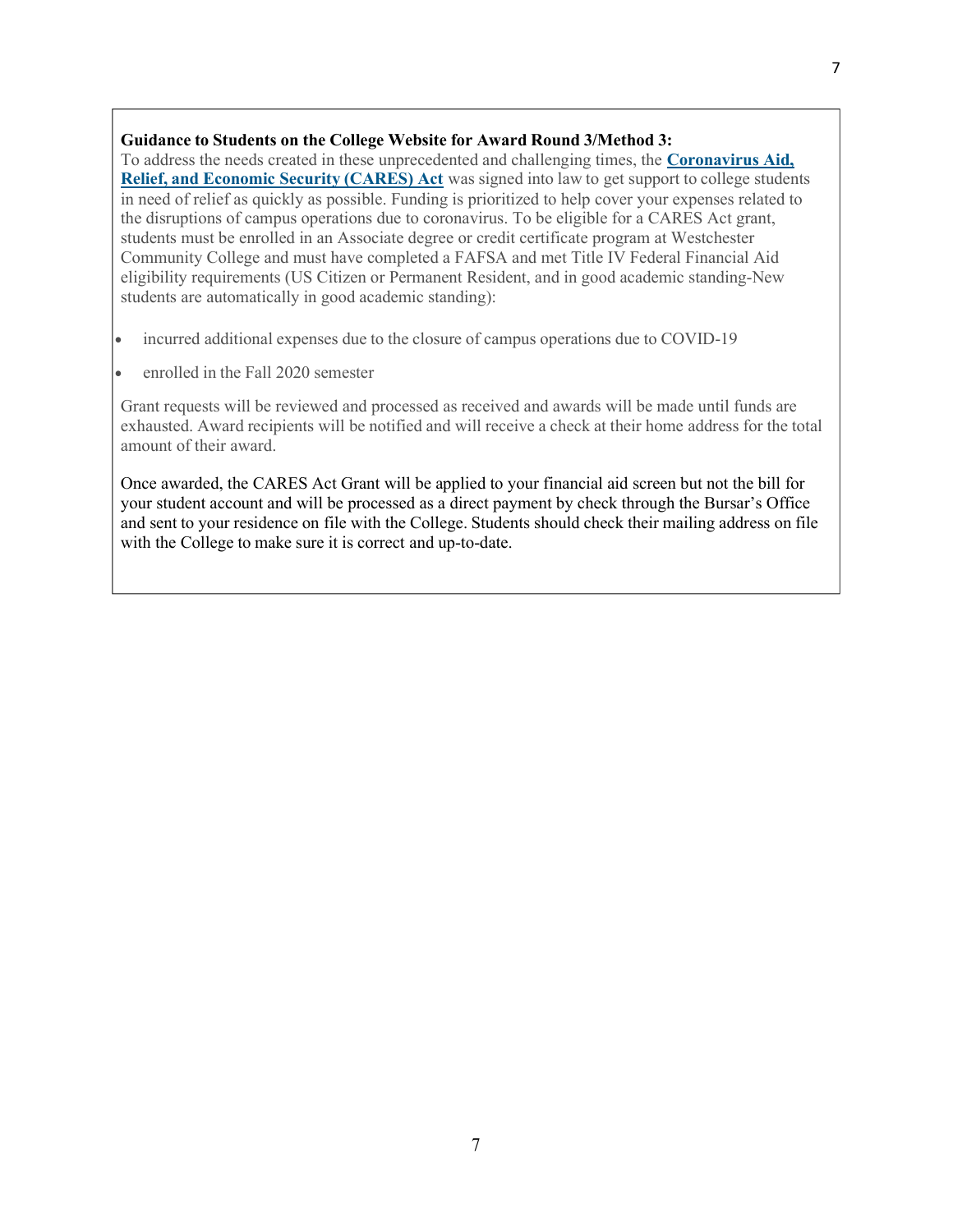**Guidance to Students on the College Website for Award Round 3/Method 3:**
To address the needs created in these unprecedented and challenging times, the **Coronavirus Aid, Relief, and Economic Security (CARES) Act** was signed into law to get support to college students in need of relief as quickly as possible. Funding is prioritized to help cover your expenses related to the disruptions of campus operations due to coronavirus. To be eligible for a CARES Act grant, students must be enrolled in an Associate degree or credit certificate program at Westchester Community College and must have completed a FAFSA and met Title IV Federal Financial Aid eligibility requirements (US Citizen or Permanent Resident, and in good academic standing-New students are automatically in good academic standing):

- incurred additional expenses due to the closure of campus operations due to COVID-19
- enrolled in the Fall 2020 semester

Grant requests will be reviewed and processed as received and awards will be made until funds are exhausted. Award recipients will be notified and will receive a check at their home address for the total amount of their award.

Once awarded, the CARES Act Grant will be applied to your financial aid screen but not the bill for your student account and will be processed as a direct payment by check through the Bursar's Office and sent to your residence on file with the College. Students should check their mailing address on file with the College to make sure it is correct and up-to-date.